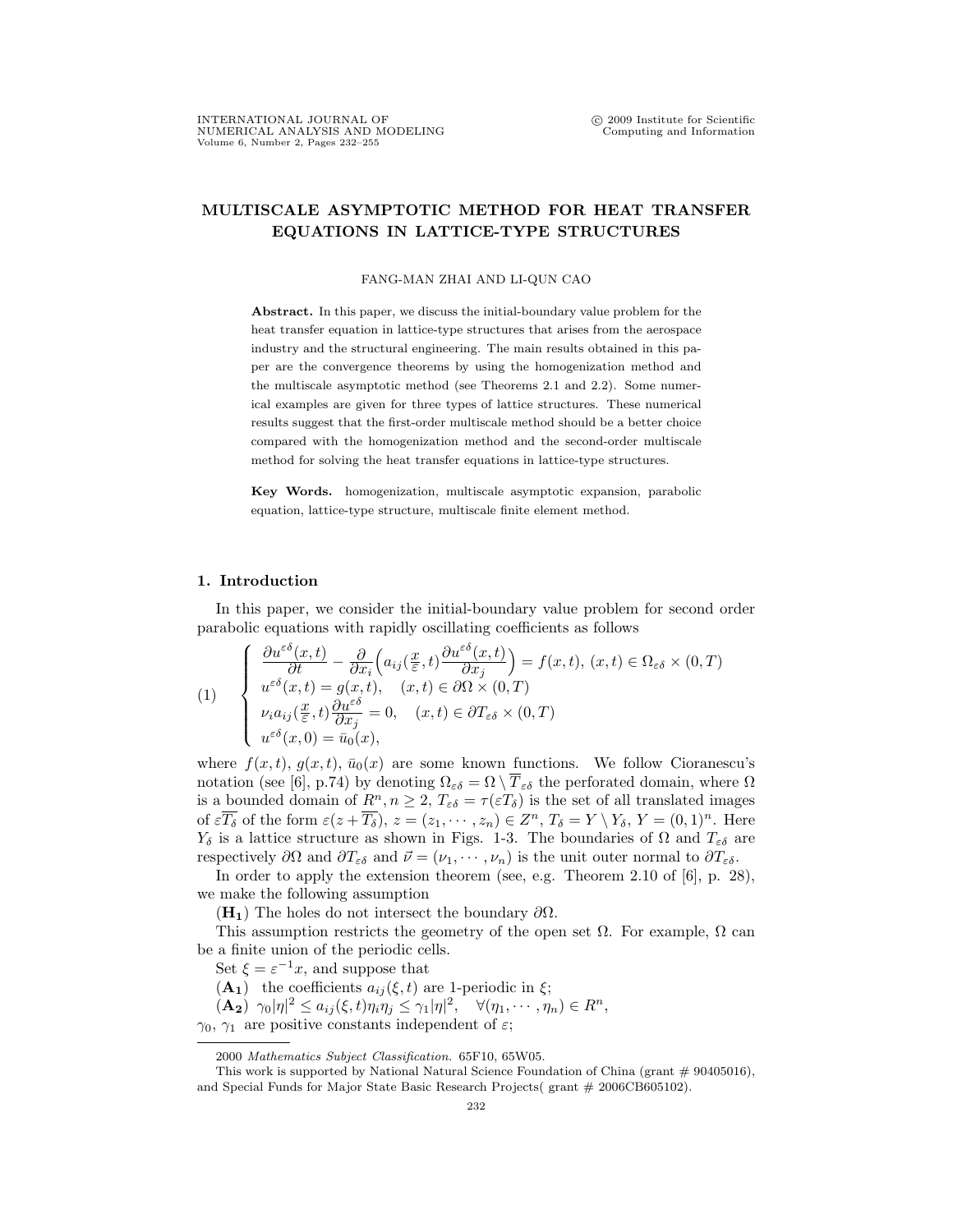# MULTISCALE ASYMPTOTIC METHOD FOR HEAT TRANSFER EQUATIONS IN LATTICE-TYPE STRUCTURES

FANG-MAN ZHAI AND LI-QUN CAO

**Abstract.** In this paper, we discuss the initial-boundary value problem for the heat transfer equation in lattice-type structures that arises from the aerospace industry and the structural engineering. The main results obtained in this paper are the convergence theorems by using the homogenization method and the multiscale asymptotic method (see Theorems 2.1 and 2.2). Some numerical examples are given for three types of lattice structures. These numerical results suggest that the first-order multiscale method should be a better choice compared with the homogenization method and the second-order multiscale method for solving the heat transfer equations in lattice-type structures.

**Key Words.** homogenization, multiscale asymptotic expansion, parabolic equation, lattice-type structure, multiscale finite element method.

## 1. Introduction

In this paper, we consider the initial-boundary value problem for second order parabolic equations with rapidly oscillating coefficients as follows

$$
(1) \quad \begin{cases} \dfrac{\partial u^{\varepsilon\delta}(x,t)}{\partial t} - \dfrac{\partial}{\partial x_i}\Big(a_{ij}(\frac{x}{\varepsilon},t)\dfrac{\partial u^{\varepsilon\delta}(x,t)}{\partial x_j}\Big) = f(x,t),\ (x,t) \in \Omega_{\varepsilon\delta} \times (0,T) \\ u^{\varepsilon\delta}(x,t) = g(x,t), \quad (x,t) \in \partial\Omega \times (0,T) \\ \nu_i a_{ij}(\frac{x}{\varepsilon},t)\dfrac{\partial u^{\varepsilon\delta}}{\partial x_j} = 0, \quad (x,t) \in \partial T_{\varepsilon\delta} \times (0,T) \\ u^{\varepsilon\delta}(x,0) = \bar{u}_0(x), \end{cases}
$$

where $f(x,t)$, $g(x,t)$, $\bar{u}_0(x)$ are some known functions. We follow Cioranescu's notation (see [6], p.74) by denoting $\Omega_{\varepsilon\delta} = \Omega \setminus \overline{T}_{\varepsilon\delta}$ the perforated domain, where $\Omega$ is a bounded domain of $R^n, n \geq 2$, $T_{\varepsilon\delta} = \tau(\varepsilon T_\delta)$ is the set of all translated images of $\varepsilon\overline{T_\delta}$ of the form $\varepsilon(z + \overline{T_\delta})$, $z = (z_1, \cdots, z_n) \in Z^n$, $T_\delta = Y \setminus Y_\delta$, $Y = (0,1)^n$. Here $Y_\delta$ is a lattice structure as shown in Figs. 1-3. The boundaries of $\Omega$ and $T_{\varepsilon\delta}$ are respectively $\partial\Omega$ and $\partial T_{\varepsilon\delta}$ and $\vec{\nu} = (\nu_1, \cdots, \nu_n)$ is the unit outer normal to $\partial T_{\varepsilon\delta}$.

In order to apply the extension theorem (see, e.g. Theorem 2.10 of [6], p. 28), we make the following assumption

($\mathbf{H_1}$) The holes do not intersect the boundary $\partial\Omega$.

This assumption restricts the geometry of the open set $\Omega$. For example, $\Omega$ can be a finite union of the periodic cells.

Set $\xi = \varepsilon^{-1}x$, and suppose that

($\mathbf{A_1}$) the coefficients $a_{ij}(\xi,t)$ are 1-periodic in $\xi$;

($\mathbf{A_2}$) $\gamma_0|\eta|^2 \leq a_{ij}(\xi,t)\eta_i\eta_j \leq \gamma_1|\eta|^2, \quad \forall(\eta_1, \cdots, \eta_n) \in R^n$,

$\gamma_0$, $\gamma_1$ are positive constants independent of $\varepsilon$;

---

2000 *Mathematics Subject Classification.* 65F10, 65W05.

This work is supported by National Natural Science Foundation of China (grant # 90405016), and Special Funds for Major State Basic Research Projects( grant # 2006CB605102).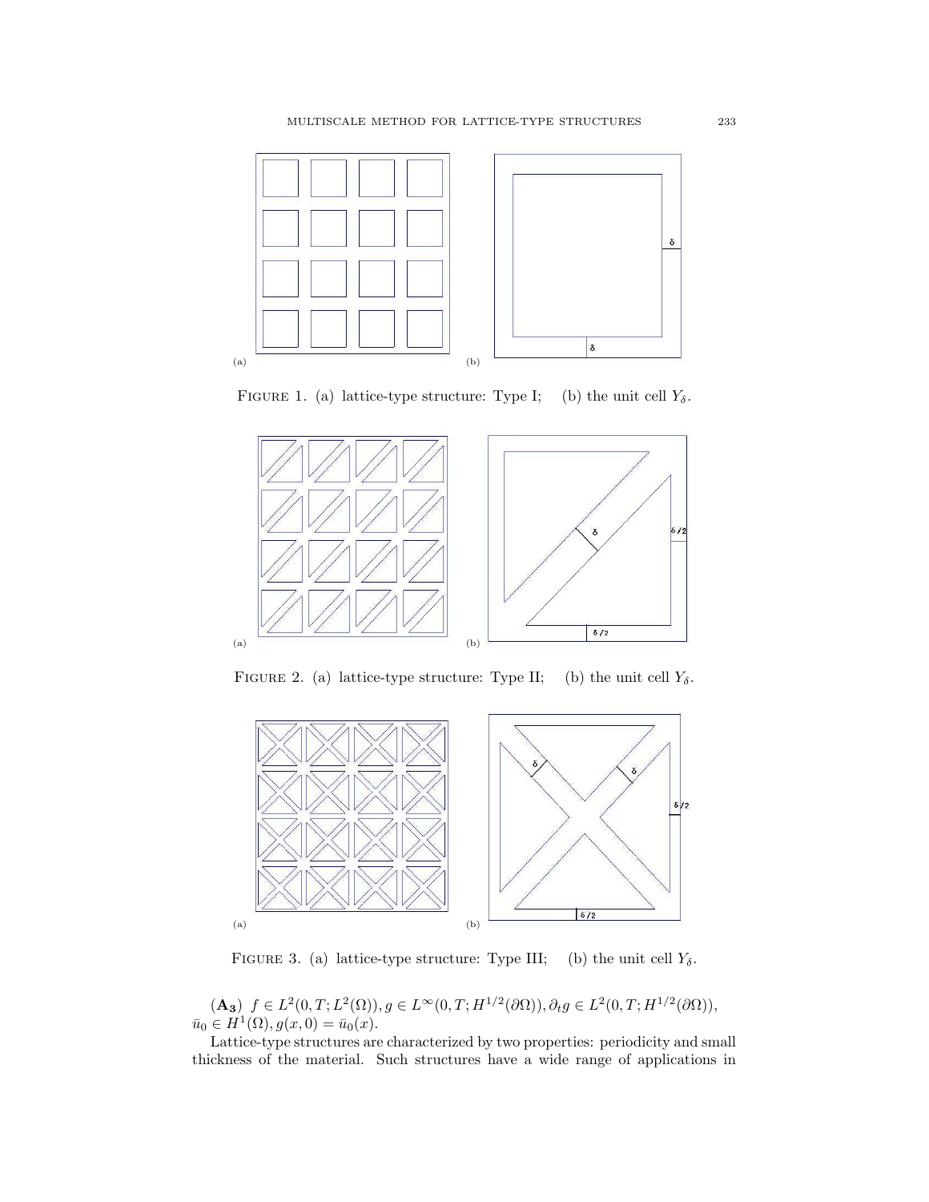(a)

(b)

$\delta$

$\delta$

FIGURE 1. (a) lattice-type structure: Type I; (b) the unit cell $Y_\delta$.

(a)

(b)

$\delta$

$\delta/2$

$\delta/2$

FIGURE 2. (a) lattice-type structure: Type II; (b) the unit cell $Y_\delta$.

(a)

(b)

$\delta$

$\delta$

$\delta/2$

$\delta/2$

FIGURE 3. (a) lattice-type structure: Type III; (b) the unit cell $Y_\delta$.

$(\mathbf{A_3})$ $f \in L^2(0,T;L^2(\Omega)), g \in L^\infty(0,T;H^{1/2}(\partial\Omega)), \partial_t g \in L^2(0,T;H^{1/2}(\partial\Omega))$, $\bar{u}_0 \in H^1(\Omega), g(x,0) = \bar{u}_0(x)$.

Lattice-type structures are characterized by two properties: periodicity and small thickness of the material. Such structures have a wide range of applications in